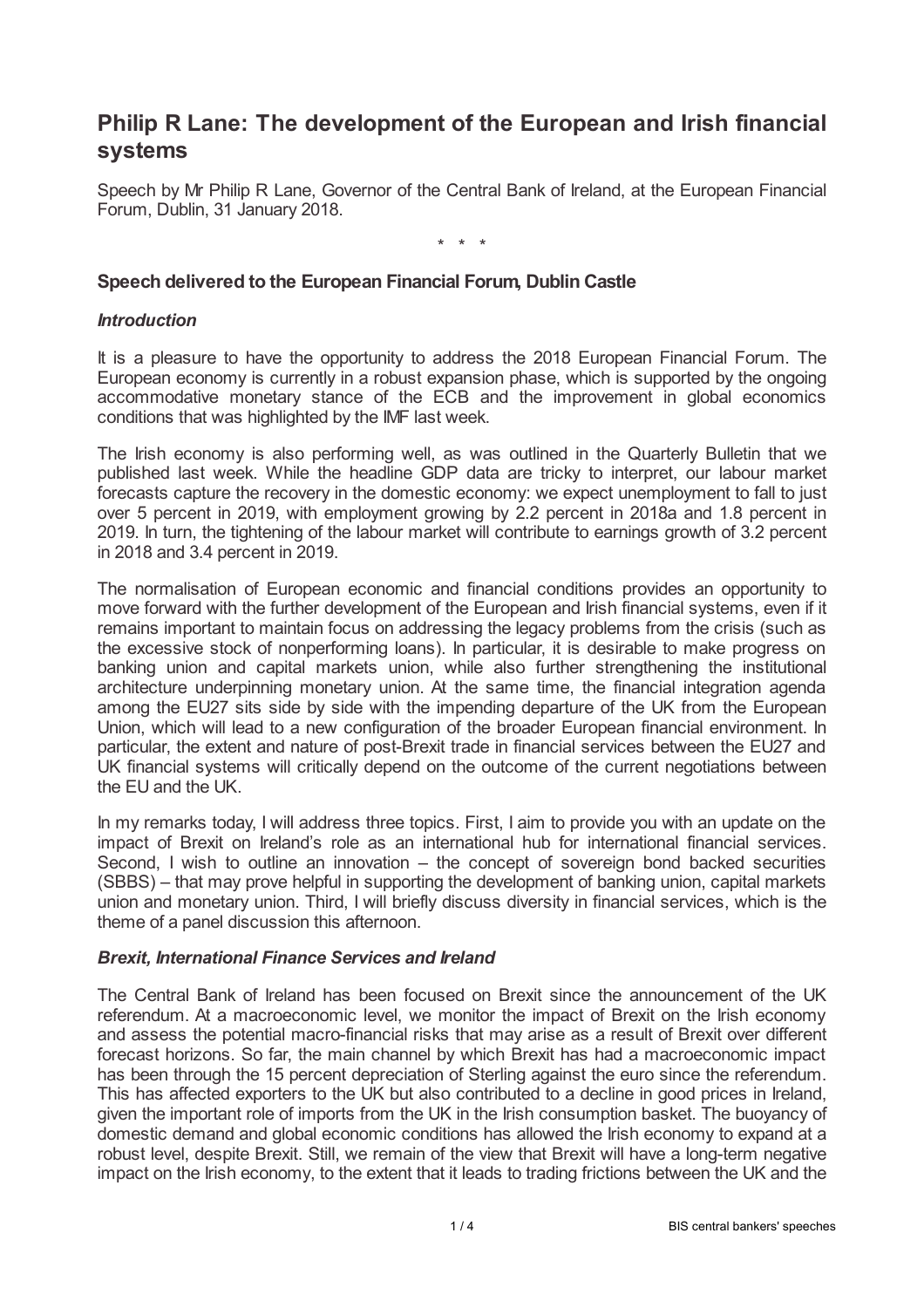# Philip R Lane: The development of the European and Irish financial systems

Speech by Mr Philip R Lane, Governor of the Central Bank of Ireland, at the European Financial Forum, Dublin, 31 January 2018.

\* \* \*

### Speech delivered to the European Financial Forum, Dublin Castle

#### *Introduction*

It is a pleasure to have the opportunity to address the 2018 European Financial Forum. The European economy is currently in a robust expansion phase, which is supported by the ongoing accommodative monetary stance of the ECB and the improvement in global economics conditions that was highlighted by the IMF last week.

The Irish economy is also performing well, as was outlined in the Quarterly Bulletin that we published last week. While the headline GDP data are tricky to interpret, our labour market forecasts capture the recovery in the domestic economy: we expect unemployment to fall to just over 5 percent in 2019, with employment growing by 2.2 percent in 2018a and 1.8 percent in 2019. In turn, the tightening of the labour market will contribute to earnings growth of 3.2 percent in 2018 and 3.4 percent in 2019.

The normalisation of European economic and financial conditions provides an opportunity to move forward with the further development of the European and Irish financial systems, even if it remains important to maintain focus on addressing the legacy problems from the crisis (such as the excessive stock of nonperforming loans). In particular, it is desirable to make progress on banking union and capital markets union, while also further strengthening the institutional architecture underpinning monetary union. At the same time, the financial integration agenda among the EU27 sits side by side with the impending departure of the UK from the European Union, which will lead to a new configuration of the broader European financial environment. In particular, the extent and nature of post-Brexit trade in financial services between the EU27 and UK financial systems will critically depend on the outcome of the current negotiations between the EU and the UK.

In my remarks today, I will address three topics. First, I aim to provide you with an update on the impact of Brexit on Ireland's role as an international hub for international financial services. Second, I wish to outline an innovation – the concept of sovereign bond backed securities (SBBS) – that may prove helpful in supporting the development of banking union, capital markets union and monetary union. Third, I will briefly discuss diversity in financial services, which is the theme of a panel discussion this afternoon.

#### *Brexit, International Finance Services and Ireland*

The Central Bank of Ireland has been focused on Brexit since the announcement of the UK referendum. At a macroeconomic level, we monitor the impact of Brexit on the Irish economy and assess the potential macro-financial risks that may arise as a result of Brexit over different forecast horizons. So far, the main channel by which Brexit has had a macroeconomic impact has been through the 15 percent depreciation of Sterling against the euro since the referendum. This has affected exporters to the UK but also contributed to a decline in good prices in Ireland, given the important role of imports from the UK in the Irish consumption basket. The buoyancy of domestic demand and global economic conditions has allowed the Irish economy to expand at a robust level, despite Brexit. Still, we remain of the view that Brexit will have a long-term negative impact on the Irish economy, to the extent that it leads to trading frictions between the UK and the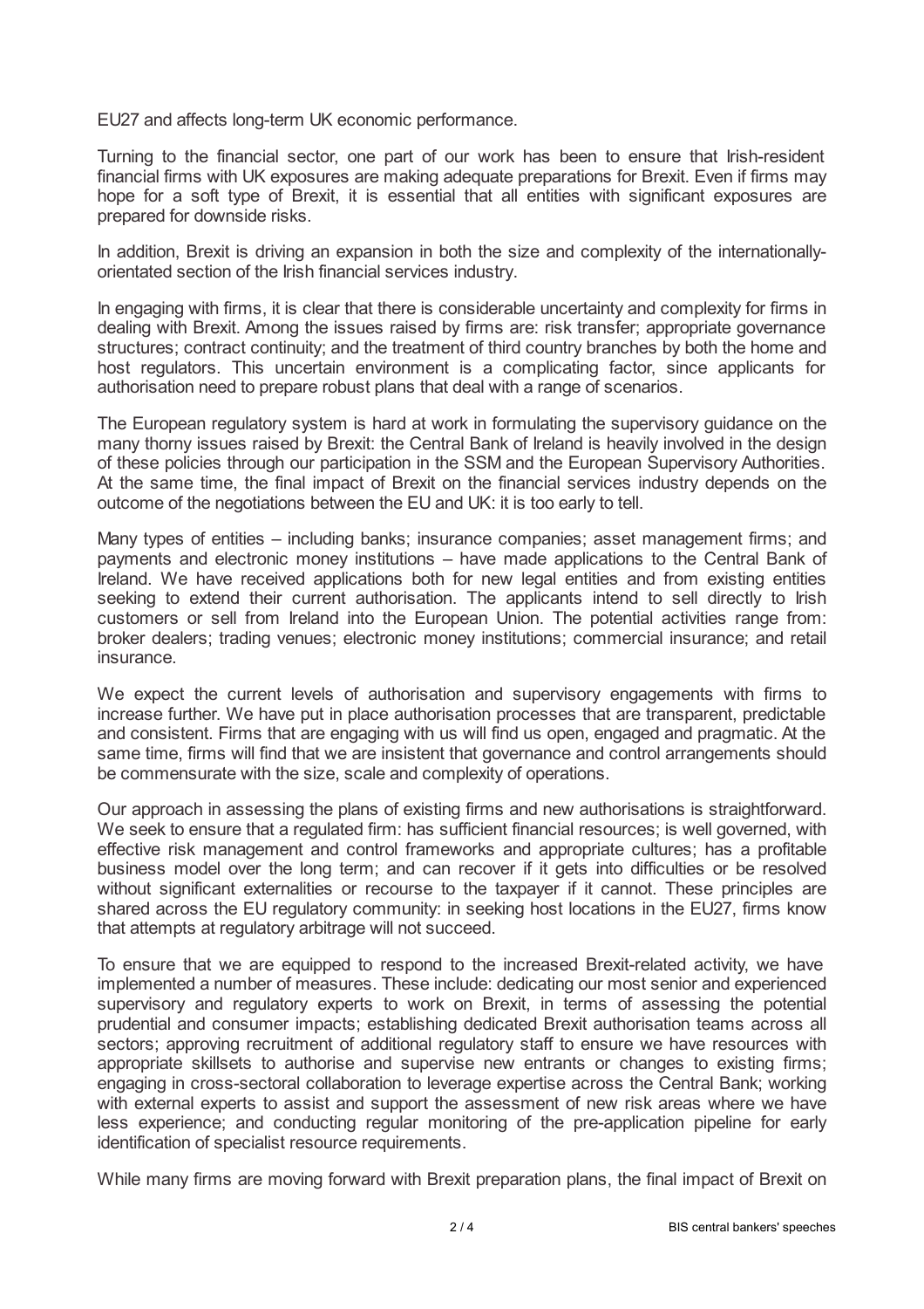EU27 and affects long-term UK economic performance.

Turning to the financial sector, one part of our work has been to ensure that Irish-resident financial firms with UK exposures are making adequate preparations for Brexit. Even if firms may hope for a soft type of Brexit, it is essential that all entities with significant exposures are prepared for downside risks.

In addition, Brexit is driving an expansion in both the size and complexity of the internationally-orientated section of the Irish financial services industry.

In engaging with firms, it is clear that there is considerable uncertainty and complexity for firms in dealing with Brexit. Among the issues raised by firms are: risk transfer; appropriate governance structures; contract continuity; and the treatment of third country branches by both the home and host regulators. This uncertain environment is a complicating factor, since applicants for authorisation need to prepare robust plans that deal with a range of scenarios.

The European regulatory system is hard at work in formulating the supervisory guidance on the many thorny issues raised by Brexit: the Central Bank of Ireland is heavily involved in the design of these policies through our participation in the SSM and the European Supervisory Authorities. At the same time, the final impact of Brexit on the financial services industry depends on the outcome of the negotiations between the EU and UK: it is too early to tell.

Many types of entities – including banks; insurance companies; asset management firms; and payments and electronic money institutions – have made applications to the Central Bank of Ireland. We have received applications both for new legal entities and from existing entities seeking to extend their current authorisation. The applicants intend to sell directly to Irish customers or sell from Ireland into the European Union. The potential activities range from: broker dealers; trading venues; electronic money institutions; commercial insurance; and retail insurance.

We expect the current levels of authorisation and supervisory engagements with firms to increase further. We have put in place authorisation processes that are transparent, predictable and consistent. Firms that are engaging with us will find us open, engaged and pragmatic. At the same time, firms will find that we are insistent that governance and control arrangements should be commensurate with the size, scale and complexity of operations.

Our approach in assessing the plans of existing firms and new authorisations is straightforward. We seek to ensure that a regulated firm: has sufficient financial resources; is well governed, with effective risk management and control frameworks and appropriate cultures; has a profitable business model over the long term; and can recover if it gets into difficulties or be resolved without significant externalities or recourse to the taxpayer if it cannot. These principles are shared across the EU regulatory community: in seeking host locations in the EU27, firms know that attempts at regulatory arbitrage will not succeed.

To ensure that we are equipped to respond to the increased Brexit-related activity, we have implemented a number of measures. These include: dedicating our most senior and experienced supervisory and regulatory experts to work on Brexit, in terms of assessing the potential prudential and consumer impacts; establishing dedicated Brexit authorisation teams across all sectors; approving recruitment of additional regulatory staff to ensure we have resources with appropriate skillsets to authorise and supervise new entrants or changes to existing firms; engaging in cross-sectoral collaboration to leverage expertise across the Central Bank; working with external experts to assist and support the assessment of new risk areas where we have less experience; and conducting regular monitoring of the pre-application pipeline for early identification of specialist resource requirements.

While many firms are moving forward with Brexit preparation plans, the final impact of Brexit on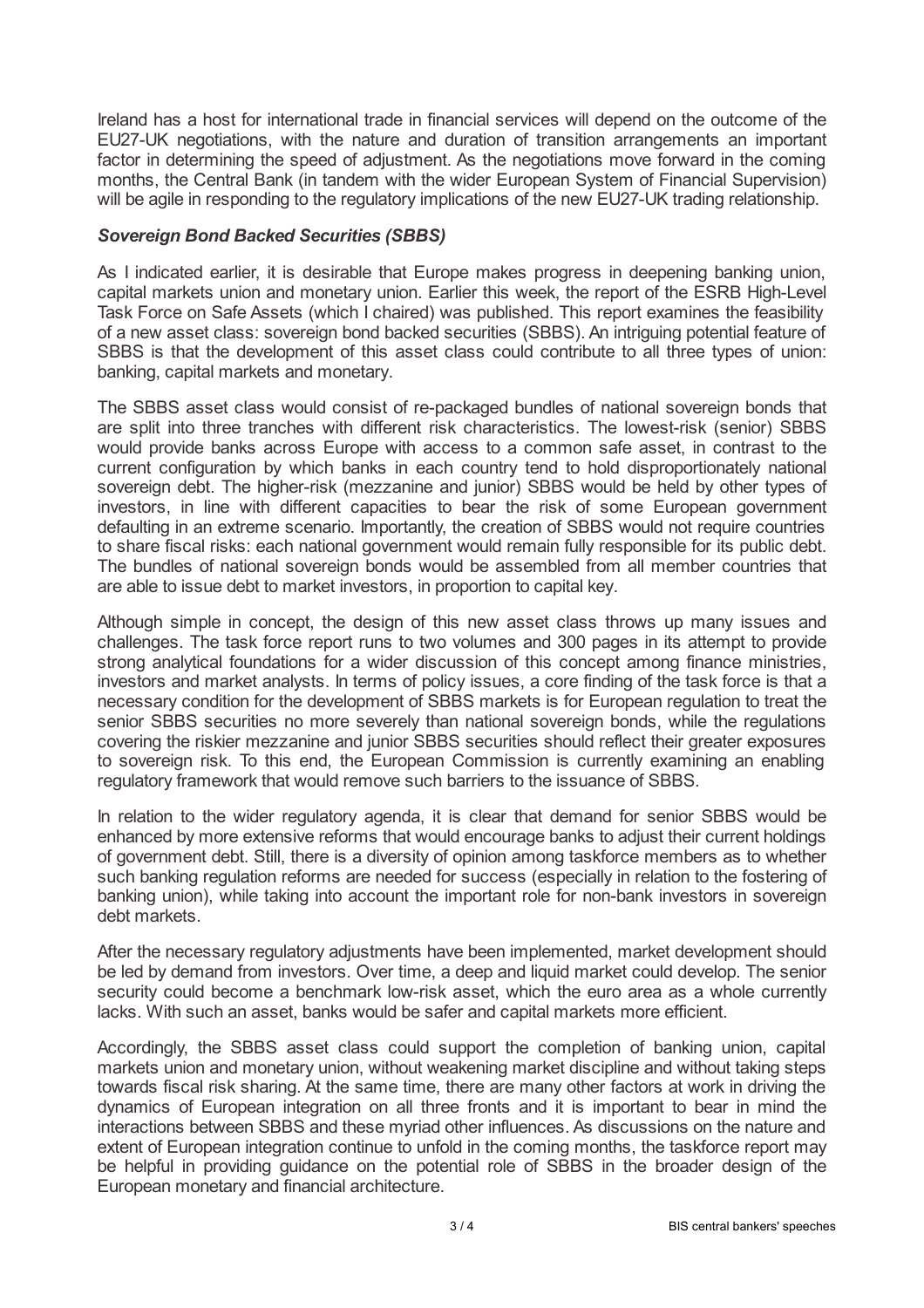Ireland has a host for international trade in financial services will depend on the outcome of the EU27-UK negotiations, with the nature and duration of transition arrangements an important factor in determining the speed of adjustment. As the negotiations move forward in the coming months, the Central Bank (in tandem with the wider European System of Financial Supervision) will be agile in responding to the regulatory implications of the new EU27-UK trading relationship.

### *Sovereign Bond Backed Securities (SBBS)*

As I indicated earlier, it is desirable that Europe makes progress in deepening banking union, capital markets union and monetary union. Earlier this week, the report of the ESRB High-Level Task Force on Safe Assets (which I chaired) was published. This report examines the feasibility of a new asset class: sovereign bond backed securities (SBBS). An intriguing potential feature of SBBS is that the development of this asset class could contribute to all three types of union: banking, capital markets and monetary.

The SBBS asset class would consist of re-packaged bundles of national sovereign bonds that are split into three tranches with different risk characteristics. The lowest-risk (senior) SBBS would provide banks across Europe with access to a common safe asset, in contrast to the current configuration by which banks in each country tend to hold disproportionately national sovereign debt. The higher-risk (mezzanine and junior) SBBS would be held by other types of investors, in line with different capacities to bear the risk of some European government defaulting in an extreme scenario. Importantly, the creation of SBBS would not require countries to share fiscal risks: each national government would remain fully responsible for its public debt. The bundles of national sovereign bonds would be assembled from all member countries that are able to issue debt to market investors, in proportion to capital key.

Although simple in concept, the design of this new asset class throws up many issues and challenges. The task force report runs to two volumes and 300 pages in its attempt to provide strong analytical foundations for a wider discussion of this concept among finance ministries, investors and market analysts. In terms of policy issues, a core finding of the task force is that a necessary condition for the development of SBBS markets is for European regulation to treat the senior SBBS securities no more severely than national sovereign bonds, while the regulations covering the riskier mezzanine and junior SBBS securities should reflect their greater exposures to sovereign risk. To this end, the European Commission is currently examining an enabling regulatory framework that would remove such barriers to the issuance of SBBS.

In relation to the wider regulatory agenda, it is clear that demand for senior SBBS would be enhanced by more extensive reforms that would encourage banks to adjust their current holdings of government debt. Still, there is a diversity of opinion among taskforce members as to whether such banking regulation reforms are needed for success (especially in relation to the fostering of banking union), while taking into account the important role for non-bank investors in sovereign debt markets.

After the necessary regulatory adjustments have been implemented, market development should be led by demand from investors. Over time, a deep and liquid market could develop. The senior security could become a benchmark low-risk asset, which the euro area as a whole currently lacks. With such an asset, banks would be safer and capital markets more efficient.

Accordingly, the SBBS asset class could support the completion of banking union, capital markets union and monetary union, without weakening market discipline and without taking steps towards fiscal risk sharing. At the same time, there are many other factors at work in driving the dynamics of European integration on all three fronts and it is important to bear in mind the interactions between SBBS and these myriad other influences. As discussions on the nature and extent of European integration continue to unfold in the coming months, the taskforce report may be helpful in providing guidance on the potential role of SBBS in the broader design of the European monetary and financial architecture.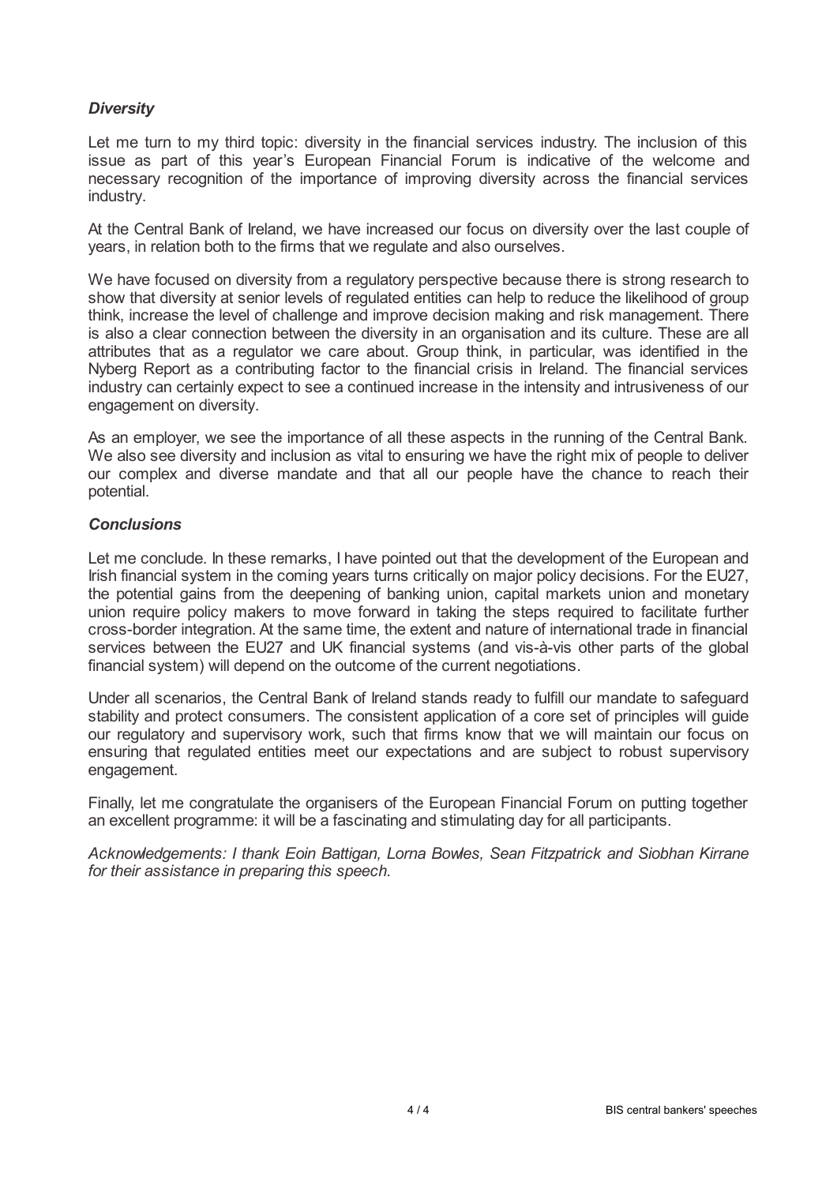### *Diversity*

Let me turn to my third topic: diversity in the financial services industry. The inclusion of this issue as part of this year's European Financial Forum is indicative of the welcome and necessary recognition of the importance of improving diversity across the financial services industry.

At the Central Bank of Ireland, we have increased our focus on diversity over the last couple of years, in relation both to the firms that we regulate and also ourselves.

We have focused on diversity from a regulatory perspective because there is strong research to show that diversity at senior levels of regulated entities can help to reduce the likelihood of group think, increase the level of challenge and improve decision making and risk management. There is also a clear connection between the diversity in an organisation and its culture. These are all attributes that as a regulator we care about. Group think, in particular, was identified in the Nyberg Report as a contributing factor to the financial crisis in Ireland. The financial services industry can certainly expect to see a continued increase in the intensity and intrusiveness of our engagement on diversity.

As an employer, we see the importance of all these aspects in the running of the Central Bank. We also see diversity and inclusion as vital to ensuring we have the right mix of people to deliver our complex and diverse mandate and that all our people have the chance to reach their potential.

### *Conclusions*

Let me conclude. In these remarks, I have pointed out that the development of the European and Irish financial system in the coming years turns critically on major policy decisions. For the EU27, the potential gains from the deepening of banking union, capital markets union and monetary union require policy makers to move forward in taking the steps required to facilitate further cross-border integration. At the same time, the extent and nature of international trade in financial services between the EU27 and UK financial systems (and vis-à-vis other parts of the global financial system) will depend on the outcome of the current negotiations.

Under all scenarios, the Central Bank of Ireland stands ready to fulfill our mandate to safeguard stability and protect consumers. The consistent application of a core set of principles will guide our regulatory and supervisory work, such that firms know that we will maintain our focus on ensuring that regulated entities meet our expectations and are subject to robust supervisory engagement.

Finally, let me congratulate the organisers of the European Financial Forum on putting together an excellent programme: it will be a fascinating and stimulating day for all participants.

*Acknowledgements: I thank Eoin Battigan, Lorna Bowles, Sean Fitzpatrick and Siobhan Kirrane for their assistance in preparing this speech.*